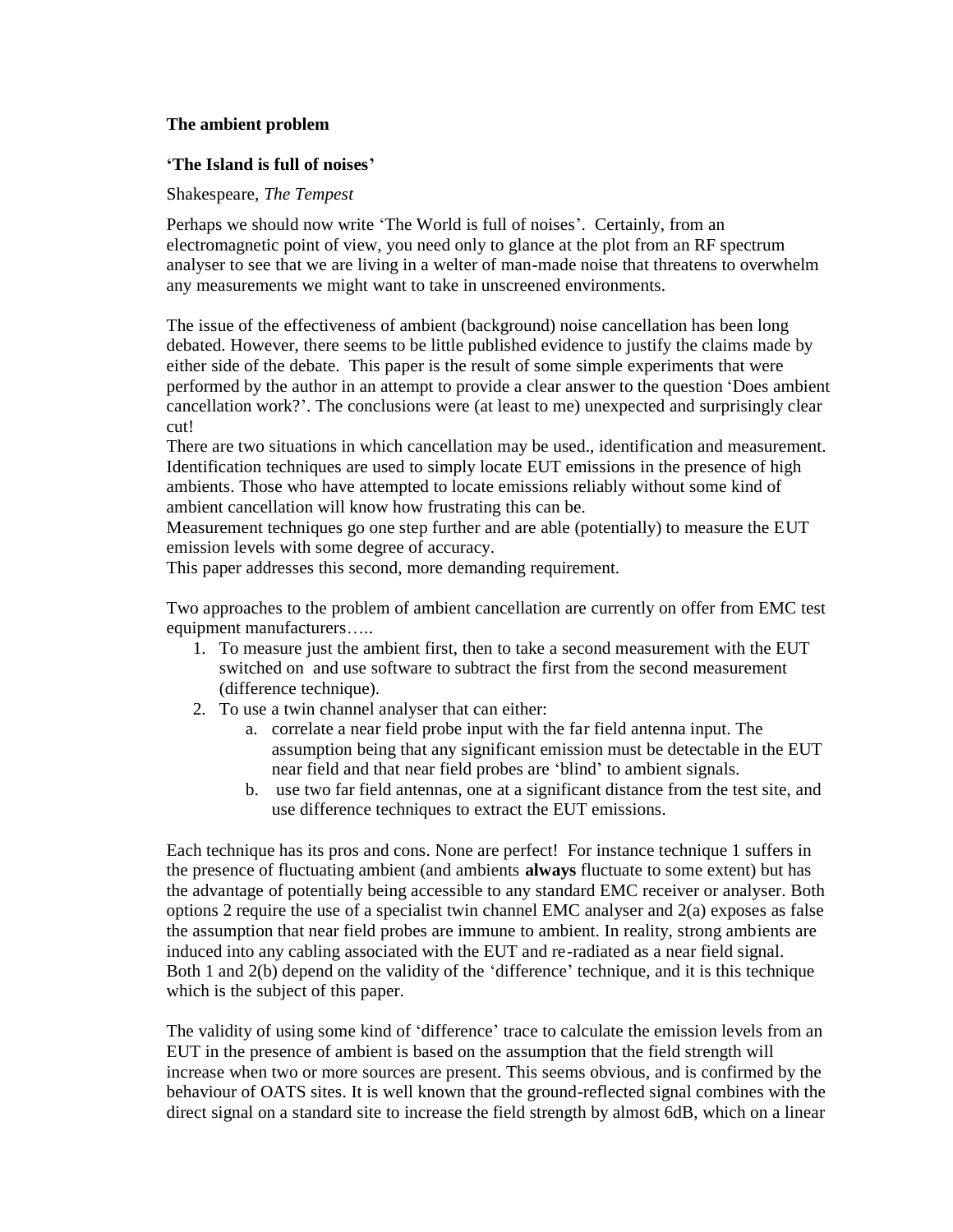**The ambient problem**

**'The Island is full of noises'**

Shakespeare, *The Tempest*

Perhaps we should now write 'The World is full of noises'. Certainly, from an electromagnetic point of view, you need only to glance at the plot from an RF spectrum analyser to see that we are living in a welter of man-made noise that threatens to overwhelm any measurements we might want to take in unscreened environments.

The issue of the effectiveness of ambient (background) noise cancellation has been long debated. However, there seems to be little published evidence to justify the claims made by either side of the debate. This paper is the result of some simple experiments that were performed by the author in an attempt to provide a clear answer to the question 'Does ambient cancellation work?'. The conclusions were (at least to me) unexpected and surprisingly clear cut!

There are two situations in which cancellation may be used., identification and measurement. Identification techniques are used to simply locate EUT emissions in the presence of high ambients. Those who have attempted to locate emissions reliably without some kind of ambient cancellation will know how frustrating this can be.

Measurement techniques go one step further and are able (potentially) to measure the EUT emission levels with some degree of accuracy.

This paper addresses this second, more demanding requirement.

Two approaches to the problem of ambient cancellation are currently on offer from EMC test equipment manufacturers…..

1. To measure just the ambient first, then to take a second measurement with the EUT switched on and use software to subtract the first from the second measurement (difference technique).
2. To use a twin channel analyser that can either:
   a. correlate a near field probe input with the far field antenna input. The assumption being that any significant emission must be detectable in the EUT near field and that near field probes are 'blind' to ambient signals.
   b. use two far field antennas, one at a significant distance from the test site, and use difference techniques to extract the EUT emissions.

Each technique has its pros and cons. None are perfect! For instance technique 1 suffers in the presence of fluctuating ambient (and ambients **always** fluctuate to some extent) but has the advantage of potentially being accessible to any standard EMC receiver or analyser. Both options 2 require the use of a specialist twin channel EMC analyser and 2(a) exposes as false the assumption that near field probes are immune to ambient. In reality, strong ambients are induced into any cabling associated with the EUT and re-radiated as a near field signal. Both 1 and 2(b) depend on the validity of the 'difference' technique, and it is this technique which is the subject of this paper.

The validity of using some kind of 'difference' trace to calculate the emission levels from an EUT in the presence of ambient is based on the assumption that the field strength will increase when two or more sources are present. This seems obvious, and is confirmed by the behaviour of OATS sites. It is well known that the ground-reflected signal combines with the direct signal on a standard site to increase the field strength by almost 6dB, which on a linear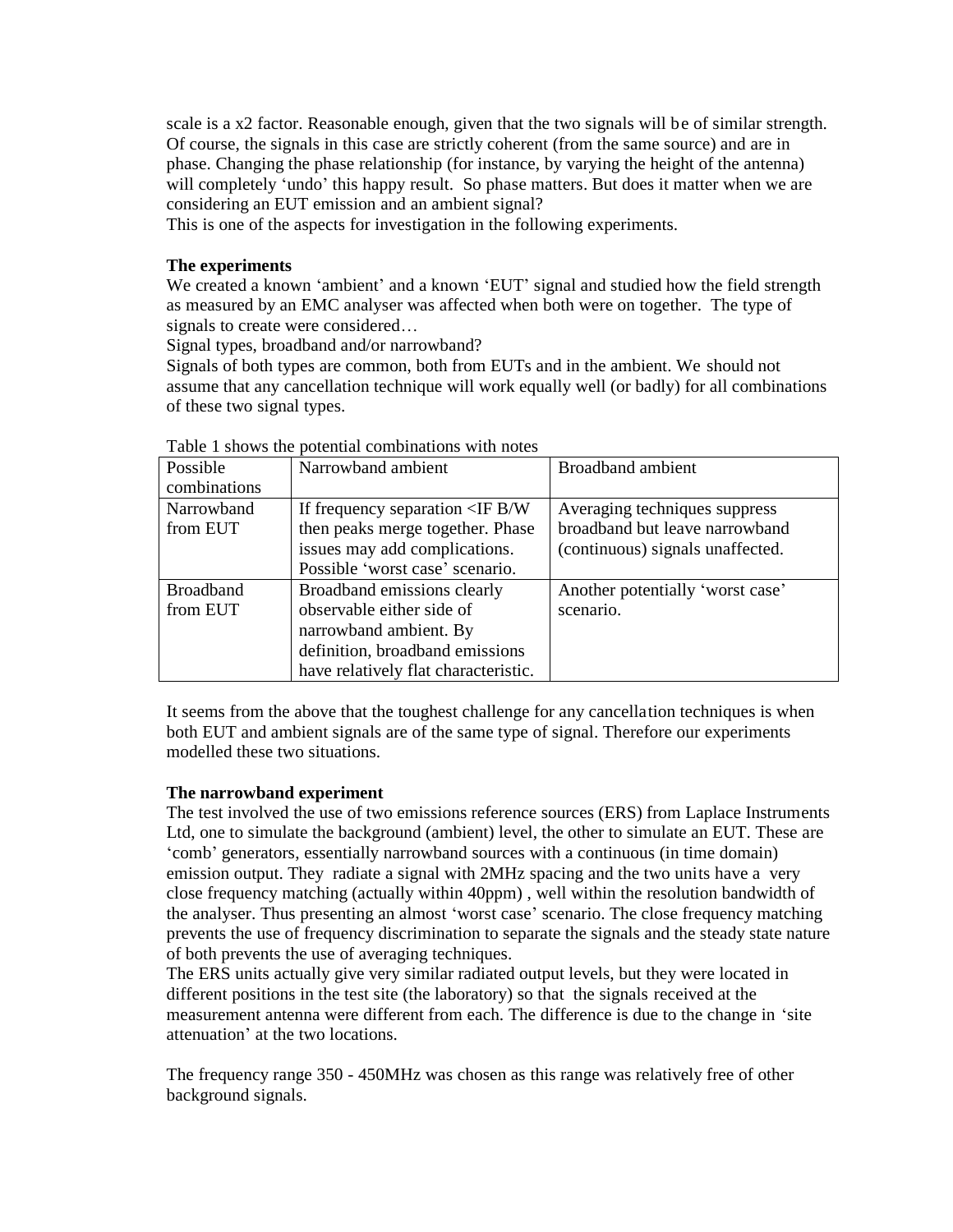scale is a x2 factor. Reasonable enough, given that the two signals will be of similar strength. Of course, the signals in this case are strictly coherent (from the same source) and are in phase. Changing the phase relationship (for instance, by varying the height of the antenna) will completely 'undo' this happy result. So phase matters. But does it matter when we are considering an EUT emission and an ambient signal?
This is one of the aspects for investigation in the following experiments.

**The experiments**

We created a known 'ambient' and a known 'EUT' signal and studied how the field strength as measured by an EMC analyser was affected when both were on together. The type of signals to create were considered…

Signal types, broadband and/or narrowband?

Signals of both types are common, both from EUTs and in the ambient. We should not assume that any cancellation technique will work equally well (or badly) for all combinations of these two signal types.

Table 1 shows the potential combinations with notes

| Possible combinations | Narrowband ambient | Broadband ambient |
|---|---|---|
| Narrowband from EUT | If frequency separation <IF B/W then peaks merge together. Phase issues may add complications. Possible 'worst case' scenario. | Averaging techniques suppress broadband but leave narrowband (continuous) signals unaffected. |
| Broadband from EUT | Broadband emissions clearly observable either side of narrowband ambient. By definition, broadband emissions have relatively flat characteristic. | Another potentially 'worst case' scenario. |

It seems from the above that the toughest challenge for any cancellation techniques is when both EUT and ambient signals are of the same type of signal. Therefore our experiments modelled these two situations.

**The narrowband experiment**

The test involved the use of two emissions reference sources (ERS) from Laplace Instruments Ltd, one to simulate the background (ambient) level, the other to simulate an EUT. These are 'comb' generators, essentially narrowband sources with a continuous (in time domain) emission output. They radiate a signal with 2MHz spacing and the two units have a very close frequency matching (actually within 40ppm) , well within the resolution bandwidth of the analyser. Thus presenting an almost 'worst case' scenario. The close frequency matching prevents the use of frequency discrimination to separate the signals and the steady state nature of both prevents the use of averaging techniques.

The ERS units actually give very similar radiated output levels, but they were located in different positions in the test site (the laboratory) so that the signals received at the measurement antenna were different from each. The difference is due to the change in 'site attenuation' at the two locations.

The frequency range 350 - 450MHz was chosen as this range was relatively free of other background signals.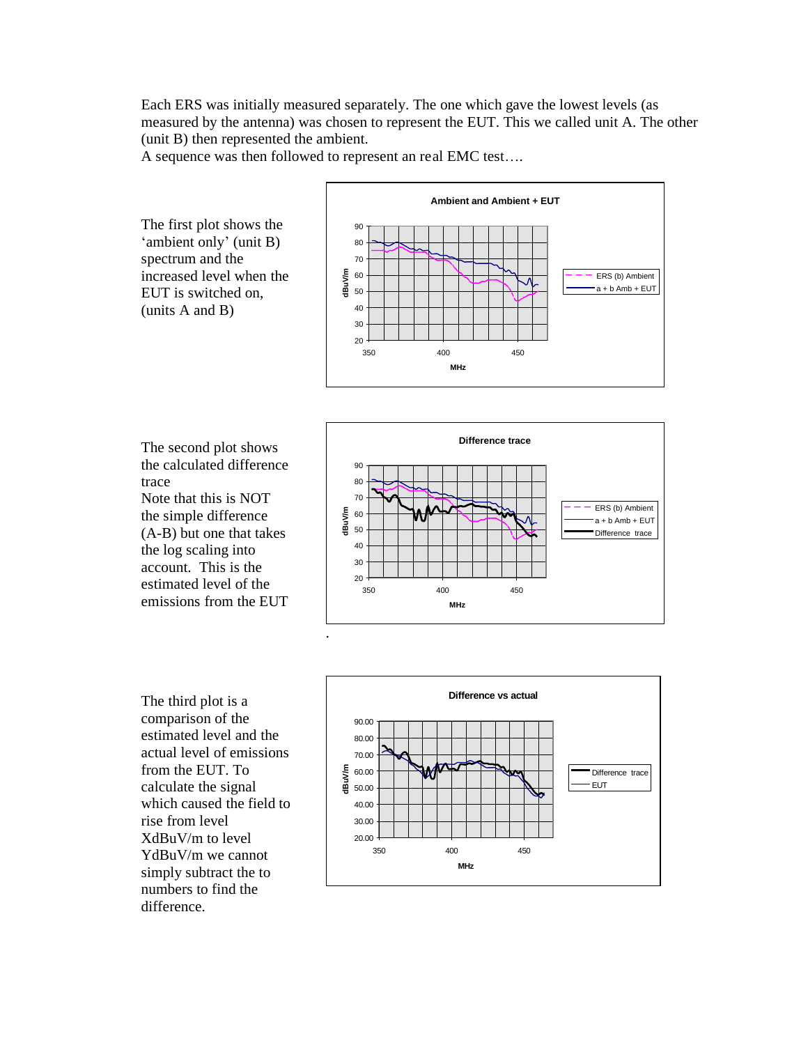Each ERS was initially measured separately. The one which gave the lowest levels (as measured by the antenna) was chosen to represent the EUT. This we called unit A. The other (unit B) then represented the ambient.

A sequence was then followed to represent an real EMC test….

The first plot shows the 'ambient only' (unit B) spectrum and the increased level when the EUT is switched on, (units A and B)

The second plot shows the calculated difference trace

Note that this is NOT the simple difference (A-B) but one that takes the log scaling into account. This is the estimated level of the emissions from the EUT

The third plot is a comparison of the estimated level and the actual level of emissions from the EUT. To calculate the signal which caused the field to rise from level XdBuV/m to level YdBuV/m we cannot simply subtract the to numbers to find the difference.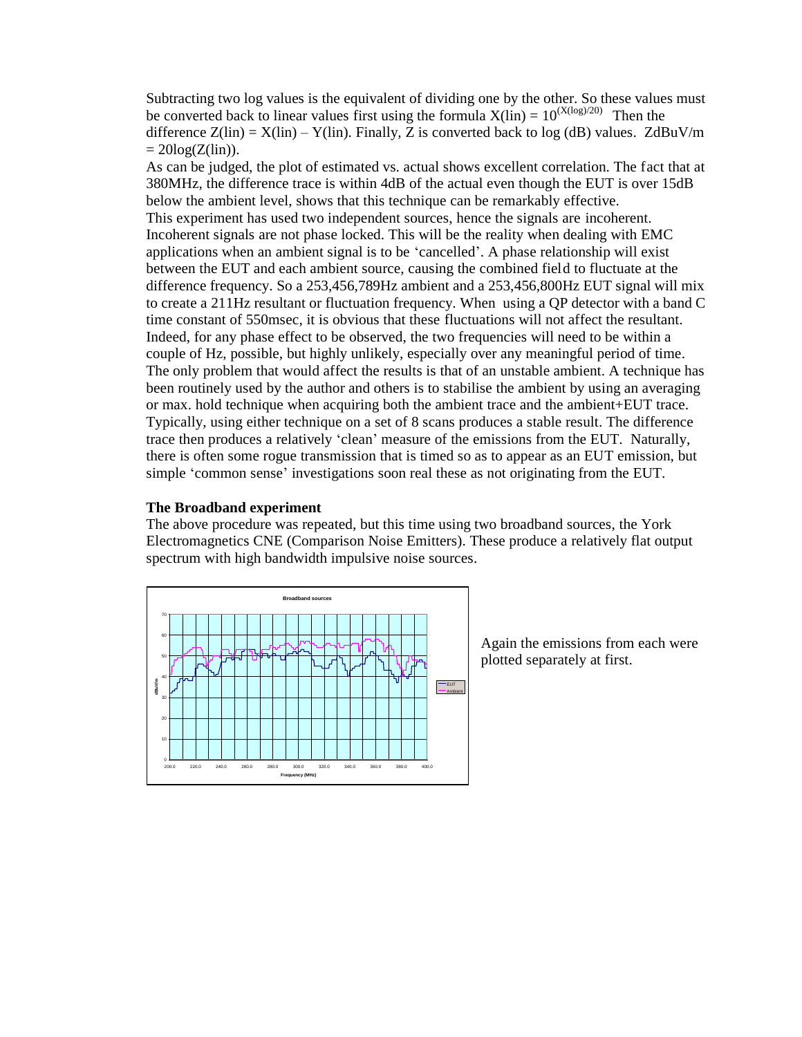Subtracting two log values is the equivalent of dividing one by the other. So these values must be converted back to linear values first using the formula $X(\text{lin}) = 10^{(X(\log)/20)}$ Then the difference $Z(\text{lin}) = X(\text{lin}) – Y(\text{lin})$. Finally, Z is converted back to log (dB) values. ZdBuV/m $= 20\log(Z(\text{lin}))$.

As can be judged, the plot of estimated vs. actual shows excellent correlation. The fact that at 380MHz, the difference trace is within 4dB of the actual even though the EUT is over 15dB below the ambient level, shows that this technique can be remarkably effective.

This experiment has used two independent sources, hence the signals are incoherent. Incoherent signals are not phase locked. This will be the reality when dealing with EMC applications when an ambient signal is to be 'cancelled'. A phase relationship will exist between the EUT and each ambient source, causing the combined field to fluctuate at the difference frequency. So a 253,456,789Hz ambient and a 253,456,800Hz EUT signal will mix to create a 211Hz resultant or fluctuation frequency. When using a QP detector with a band C time constant of 550msec, it is obvious that these fluctuations will not affect the resultant. Indeed, for any phase effect to be observed, the two frequencies will need to be within a couple of Hz, possible, but highly unlikely, especially over any meaningful period of time.

The only problem that would affect the results is that of an unstable ambient. A technique has been routinely used by the author and others is to stabilise the ambient by using an averaging or max. hold technique when acquiring both the ambient trace and the ambient+EUT trace. Typically, using either technique on a set of 8 scans produces a stable result. The difference trace then produces a relatively 'clean' measure of the emissions from the EUT. Naturally, there is often some rogue transmission that is timed so as to appear as an EUT emission, but simple 'common sense' investigations soon real these as not originating from the EUT.

**The Broadband experiment**

The above procedure was repeated, but this time using two broadband sources, the York Electromagnetics CNE (Comparison Noise Emitters). These produce a relatively flat output spectrum with high bandwidth impulsive noise sources.

Again the emissions from each were plotted separately at first.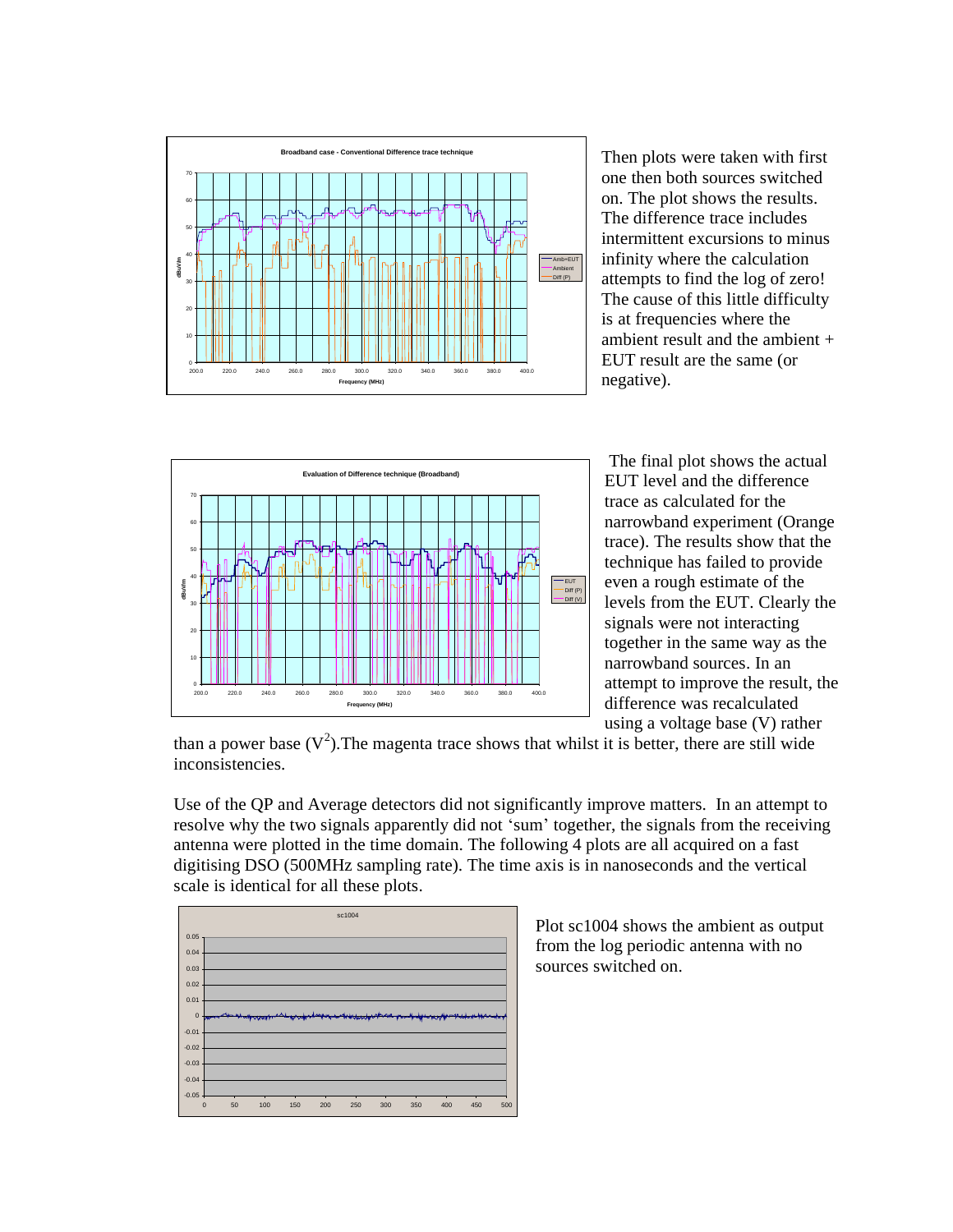Then plots were taken with first one then both sources switched on. The plot shows the results. The difference trace includes intermittent excursions to minus infinity where the calculation attempts to find the log of zero! The cause of this little difficulty is at frequencies where the ambient result and the ambient + EUT result are the same (or negative).

The final plot shows the actual EUT level and the difference trace as calculated for the narrowband experiment (Orange trace). The results show that the technique has failed to provide even a rough estimate of the levels from the EUT. Clearly the signals were not interacting together in the same way as the narrowband sources. In an attempt to improve the result, the difference was recalculated using a voltage base (V) rather than a power base ($V^2$). The magenta trace shows that whilst it is better, there are still wide inconsistencies.

Use of the QP and Average detectors did not significantly improve matters. In an attempt to resolve why the two signals apparently did not 'sum' together, the signals from the receiving antenna were plotted in the time domain. The following 4 plots are all acquired on a fast digitising DSO (500MHz sampling rate). The time axis is in nanoseconds and the vertical scale is identical for all these plots.

Plot sc1004 shows the ambient as output from the log periodic antenna with no sources switched on.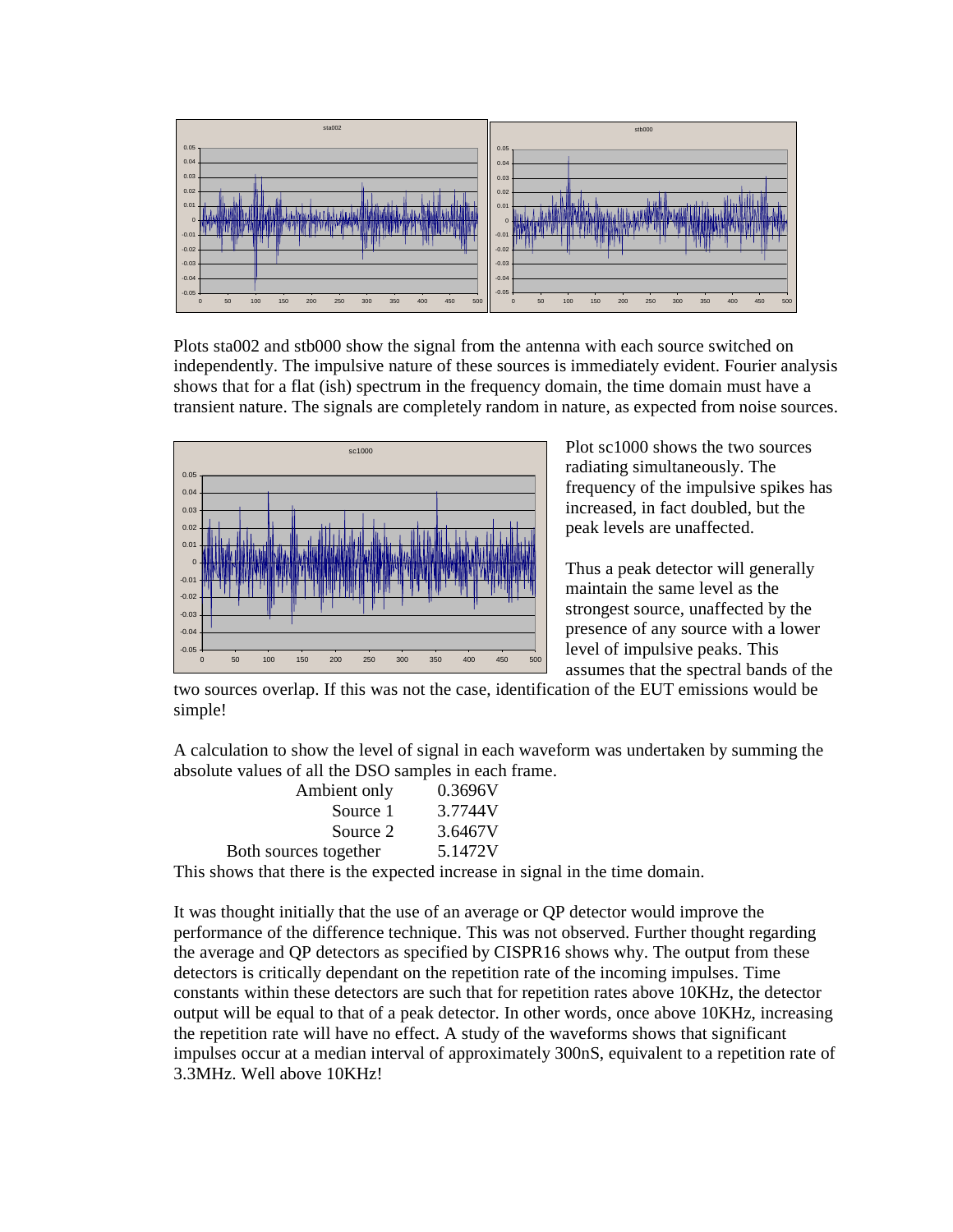Plots sta002 and stb000 show the signal from the antenna with each source switched on independently. The impulsive nature of these sources is immediately evident. Fourier analysis shows that for a flat (ish) spectrum in the frequency domain, the time domain must have a transient nature. The signals are completely random in nature, as expected from noise sources.

Plot sc1000 shows the two sources radiating simultaneously. The frequency of the impulsive spikes has increased, in fact doubled, but the peak levels are unaffected.

Thus a peak detector will generally maintain the same level as the strongest source, unaffected by the presence of any source with a lower level of impulsive peaks. This assumes that the spectral bands of the two sources overlap. If this was not the case, identification of the EUT emissions would be simple!

A calculation to show the level of signal in each waveform was undertaken by summing the absolute values of all the DSO samples in each frame.

| | |
|---|---|
| Ambient only | 0.3696V |
| Source 1 | 3.7744V |
| Source 2 | 3.6467V |
| Both sources together | 5.1472V |

This shows that there is the expected increase in signal in the time domain.

It was thought initially that the use of an average or QP detector would improve the performance of the difference technique. This was not observed. Further thought regarding the average and QP detectors as specified by CISPR16 shows why. The output from these detectors is critically dependant on the repetition rate of the incoming impulses. Time constants within these detectors are such that for repetition rates above 10KHz, the detector output will be equal to that of a peak detector. In other words, once above 10KHz, increasing the repetition rate will have no effect. A study of the waveforms shows that significant impulses occur at a median interval of approximately 300nS, equivalent to a repetition rate of 3.3MHz. Well above 10KHz!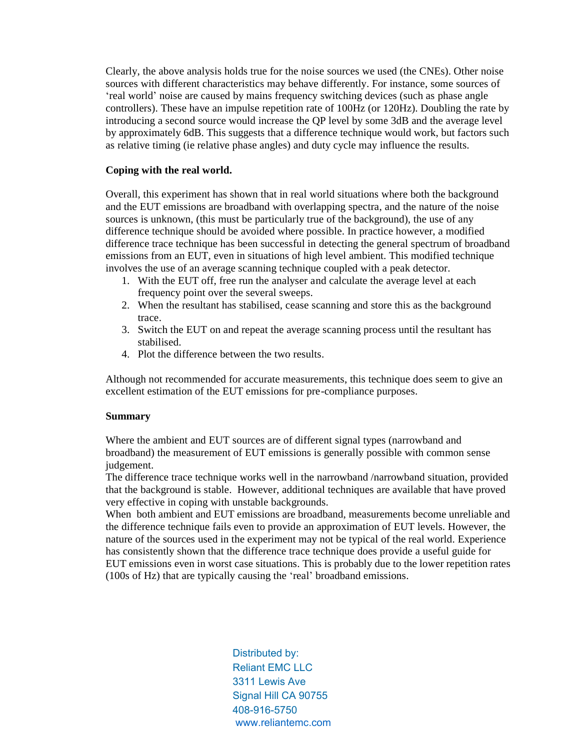Clearly, the above analysis holds true for the noise sources we used (the CNEs). Other noise sources with different characteristics may behave differently. For instance, some sources of 'real world' noise are caused by mains frequency switching devices (such as phase angle controllers). These have an impulse repetition rate of 100Hz (or 120Hz). Doubling the rate by introducing a second source would increase the QP level by some 3dB and the average level by approximately 6dB. This suggests that a difference technique would work, but factors such as relative timing (ie relative phase angles) and duty cycle may influence the results.

**Coping with the real world.**

Overall, this experiment has shown that in real world situations where both the background and the EUT emissions are broadband with overlapping spectra, and the nature of the noise sources is unknown, (this must be particularly true of the background), the use of any difference technique should be avoided where possible. In practice however, a modified difference trace technique has been successful in detecting the general spectrum of broadband emissions from an EUT, even in situations of high level ambient. This modified technique involves the use of an average scanning technique coupled with a peak detector.

1. With the EUT off, free run the analyser and calculate the average level at each frequency point over the several sweeps.
2. When the resultant has stabilised, cease scanning and store this as the background trace.
3. Switch the EUT on and repeat the average scanning process until the resultant has stabilised.
4. Plot the difference between the two results.

Although not recommended for accurate measurements, this technique does seem to give an excellent estimation of the EUT emissions for pre-compliance purposes.

**Summary**

Where the ambient and EUT sources are of different signal types (narrowband and broadband) the measurement of EUT emissions is generally possible with common sense judgement.

The difference trace technique works well in the narrowband /narrowband situation, provided that the background is stable. However, additional techniques are available that have proved very effective in coping with unstable backgrounds.

When both ambient and EUT emissions are broadband, measurements become unreliable and the difference technique fails even to provide an approximation of EUT levels. However, the nature of the sources used in the experiment may not be typical of the real world. Experience has consistently shown that the difference trace technique does provide a useful guide for EUT emissions even in worst case situations. This is probably due to the lower repetition rates (100s of Hz) that are typically causing the 'real' broadband emissions.

Distributed by:
Reliant EMC LLC
3311 Lewis Ave
Signal Hill CA 90755
408-916-5750
www.reliantemc.com